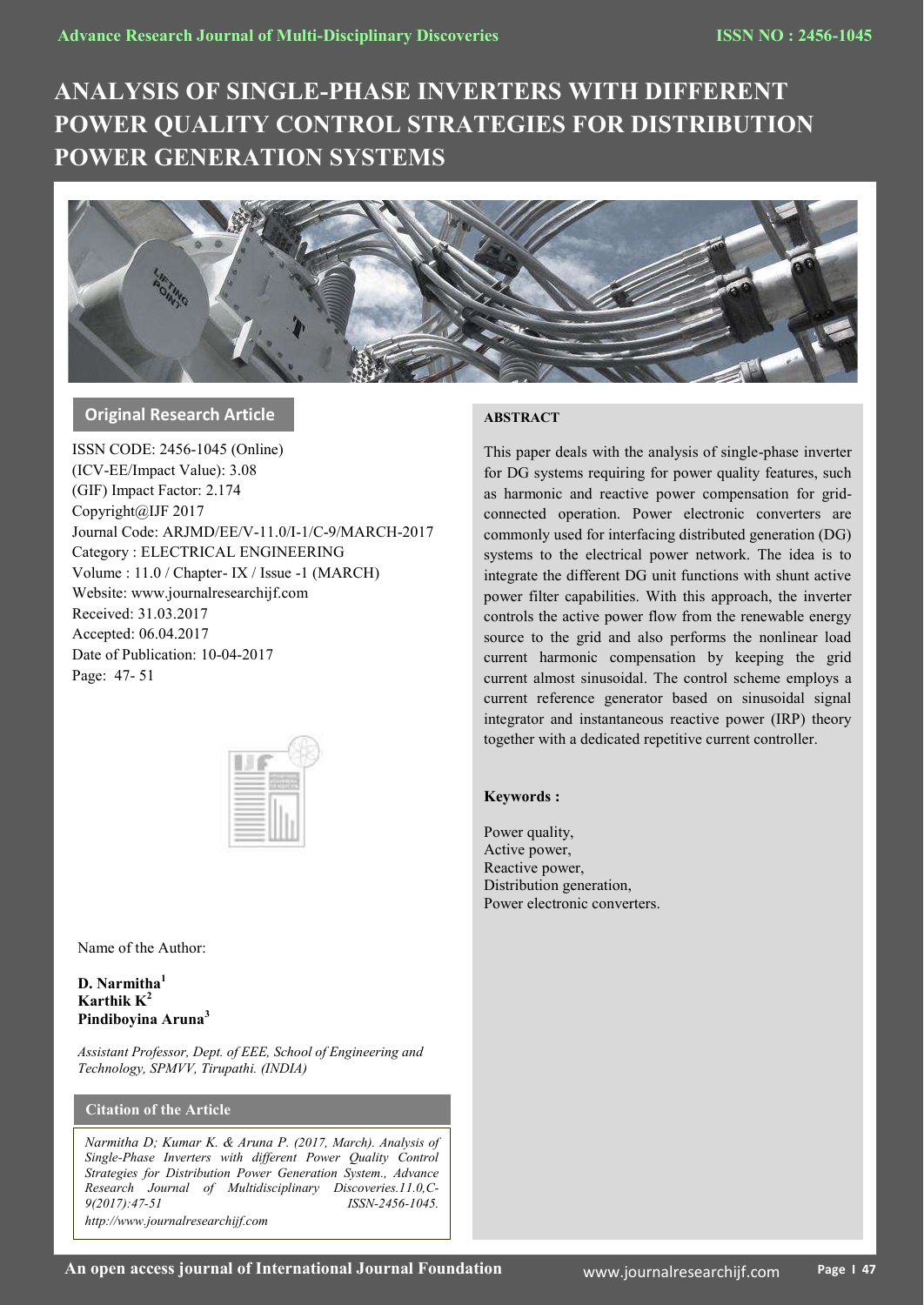# ANALYSIS OF SINGLE-PHASE INVERTERS WITH DIFFERENT POWER QUALITY CONTROL STRATEGIES FOR DISTRIBUTION POWER GENERATION SYSTEMS

**Original Research Article**

ISSN CODE: 2456-1045 (Online)
(ICV-EE/Impact Value): 3.08
(GIF) Impact Factor: 2.174
Copyright@IJF 2017
Journal Code: ARJMD/EE/V-11.0/I-1/C-9/MARCH-2017
Category : ELECTRICAL ENGINEERING
Volume : 11.0 / Chapter- IX / Issue -1 (MARCH)
Website: www.journalresearchijf.com
Received: 31.03.2017
Accepted: 06.04.2017
Date of Publication: 10-04-2017
Page: 47- 51

Name of the Author:

**D. Narmitha[1]**
**Karthik K[2]**
**Pindiboyina Aruna[3]**

*Assistant Professor, Dept. of EEE, School of Engineering and Technology, SPMVV, Tirupathi. (INDIA)*

**Citation of the Article**

*Narmitha D; Kumar K. & Aruna P. (2017, March). Analysis of Single-Phase Inverters with different Power Quality Control Strategies for Distribution Power Generation System., Advance Research Journal of Multidisciplinary Discoveries.11.0,C-9(2017):47-51 ISSN-2456-1045. http://www.journalresearchijf.com*

**ABSTRACT**

This paper deals with the analysis of single-phase inverter for DG systems requiring for power quality features, such as harmonic and reactive power compensation for grid-connected operation. Power electronic converters are commonly used for interfacing distributed generation (DG) systems to the electrical power network. The idea is to integrate the different DG unit functions with shunt active power filter capabilities. With this approach, the inverter controls the active power flow from the renewable energy source to the grid and also performs the nonlinear load current harmonic compensation by keeping the grid current almost sinusoidal. The control scheme employs a current reference generator based on sinusoidal signal integrator and instantaneous reactive power (IRP) theory together with a dedicated repetitive current controller.

**Keywords :**

Power quality,
Active power,
Reactive power,
Distribution generation,
Power electronic converters.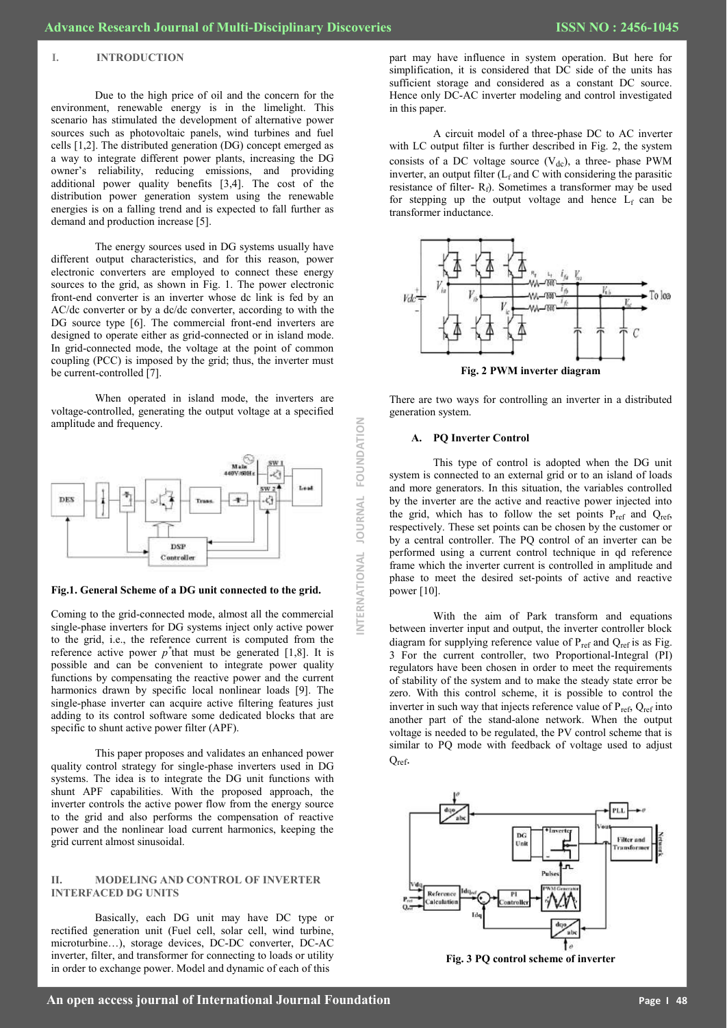## I. INTRODUCTION

Due to the high price of oil and the concern for the environment, renewable energy is in the limelight. This scenario has stimulated the development of alternative power sources such as photovoltaic panels, wind turbines and fuel cells [1,2]. The distributed generation (DG) concept emerged as a way to integrate different power plants, increasing the DG owner's reliability, reducing emissions, and providing additional power quality benefits [3,4]. The cost of the distribution power generation system using the renewable energies is on a falling trend and is expected to fall further as demand and production increase [5].

The energy sources used in DG systems usually have different output characteristics, and for this reason, power electronic converters are employed to connect these energy sources to the grid, as shown in Fig. 1. The power electronic front-end converter is an inverter whose dc link is fed by an AC/dc converter or by a dc/dc converter, according to with the DG source type [6]. The commercial front-end inverters are designed to operate either as grid-connected or in island mode. In grid-connected mode, the voltage at the point of common coupling (PCC) is imposed by the grid; thus, the inverter must be current-controlled [7].

When operated in island mode, the inverters are voltage-controlled, generating the output voltage at a specified amplitude and frequency.

**Fig.1. General Scheme of a DG unit connected to the grid.**

Coming to the grid-connected mode, almost all the commercial single-phase inverters for DG systems inject only active power to the grid, i.e., the reference current is computed from the reference active power $p^*$ that must be generated [1,8]. It is possible and can be convenient to integrate power quality functions by compensating the reactive power and the current harmonics drawn by specific local nonlinear loads [9]. The single-phase inverter can acquire active filtering features just adding to its control software some dedicated blocks that are specific to shunt active power filter (APF).

This paper proposes and validates an enhanced power quality control strategy for single-phase inverters used in DG systems. The idea is to integrate the DG unit functions with shunt APF capabilities. With the proposed approach, the inverter controls the active power flow from the energy source to the grid and also performs the compensation of reactive power and the nonlinear load current harmonics, keeping the grid current almost sinusoidal.

## II. MODELING AND CONTROL OF INVERTER INTERFACED DG UNITS

Basically, each DG unit may have DC type or rectified generation unit (Fuel cell, solar cell, wind turbine, microturbine…), storage devices, DC-DC converter, DC-AC inverter, filter, and transformer for connecting to loads or utility in order to exchange power. Model and dynamic of each of this part may have influence in system operation. But here for simplification, it is considered that DC side of the units has sufficient storage and considered as a constant DC source. Hence only DC-AC inverter modeling and control investigated in this paper.

A circuit model of a three-phase DC to AC inverter with LC output filter is further described in Fig. 2, the system consists of a DC voltage source ($V_{dc}$), a three- phase PWM inverter, an output filter ($L_f$ and C with considering the parasitic resistance of filter- $R_f$). Sometimes a transformer may be used for stepping up the output voltage and hence $L_f$ can be transformer inductance.

**Fig. 2 PWM inverter diagram**

There are two ways for controlling an inverter in a distributed generation system.

### A. PQ Inverter Control

This type of control is adopted when the DG unit system is connected to an external grid or to an island of loads and more generators. In this situation, the variables controlled by the inverter are the active and reactive power injected into the grid, which has to follow the set points $P_{ref}$ and $Q_{ref}$, respectively. These set points can be chosen by the customer or by a central controller. The PQ control of an inverter can be performed using a current control technique in qd reference frame which the inverter current is controlled in amplitude and phase to meet the desired set-points of active and reactive power [10].

With the aim of Park transform and equations between inverter input and output, the inverter controller block diagram for supplying reference value of $P_{ref}$ and $Q_{ref}$ is as Fig. 3 For the current controller, two Proportional-Integral (PI) regulators have been chosen in order to meet the requirements of stability of the system and to make the steady state error be zero. With this control scheme, it is possible to control the inverter in such way that injects reference value of $P_{ref}$, $Q_{ref}$ into another part of the stand-alone network. When the output voltage is needed to be regulated, the PV control scheme that is similar to PQ mode with feedback of voltage used to adjust $Q_{ref}$.

**Fig. 3 PQ control scheme of inverter**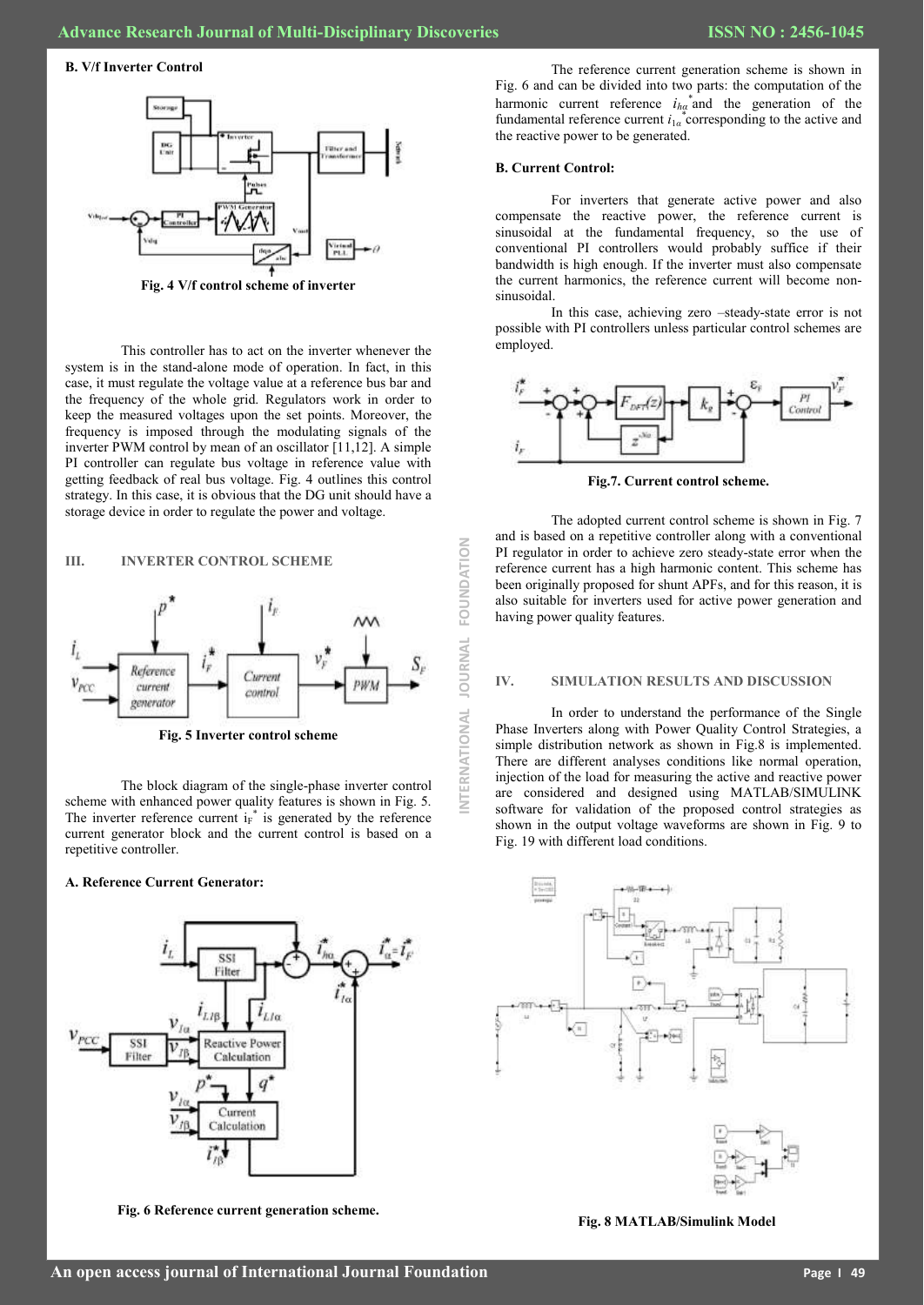### B. V/f Inverter Control

Fig. 4 V/f control scheme of inverter

This controller has to act on the inverter whenever the system is in the stand-alone mode of operation. In fact, in this case, it must regulate the voltage value at a reference bus bar and the frequency of the whole grid. Regulators work in order to keep the measured voltages upon the set points. Moreover, the frequency is imposed through the modulating signals of the inverter PWM control by mean of an oscillator [11,12]. A simple PI controller can regulate bus voltage in reference value with getting feedback of real bus voltage. Fig. 4 outlines this control strategy. In this case, it is obvious that the DG unit should have a storage device in order to regulate the power and voltage.

## III. INVERTER CONTROL SCHEME

Fig. 5 Inverter control scheme

The block diagram of the single-phase inverter control scheme with enhanced power quality features is shown in Fig. 5. The inverter reference current $i_F^*$ is generated by the reference current generator block and the current control is based on a repetitive controller.

### A. Reference Current Generator:

Fig. 6 Reference current generation scheme.

The reference current generation scheme is shown in Fig. 6 and can be divided into two parts: the computation of the harmonic current reference $i_{h\alpha}^*$ and the generation of the fundamental reference current $i_{1\alpha}^*$ corresponding to the active and the reactive power to be generated.

### B. Current Control:

For inverters that generate active power and also compensate the reactive power, the reference current is sinusoidal at the fundamental frequency, so the use of conventional PI controllers would probably suffice if their bandwidth is high enough. If the inverter must also compensate the current harmonics, the reference current will become non-sinusoidal.

In this case, achieving zero –steady-state error is not possible with PI controllers unless particular control schemes are employed.

Fig.7. Current control scheme.

The adopted current control scheme is shown in Fig. 7 and is based on a repetitive controller along with a conventional PI regulator in order to achieve zero steady-state error when the reference current has a high harmonic content. This scheme has been originally proposed for shunt APFs, and for this reason, it is also suitable for inverters used for active power generation and having power quality features.

## IV. SIMULATION RESULTS AND DISCUSSION

In order to understand the performance of the Single Phase Inverters along with Power Quality Control Strategies, a simple distribution network as shown in Fig.8 is implemented. There are different analyses conditions like normal operation, injection of the load for measuring the active and reactive power are considered and designed using MATLAB/SIMULINK software for validation of the proposed control strategies as shown in the output voltage waveforms are shown in Fig. 9 to Fig. 19 with different load conditions.

Fig. 8 MATLAB/Simulink Model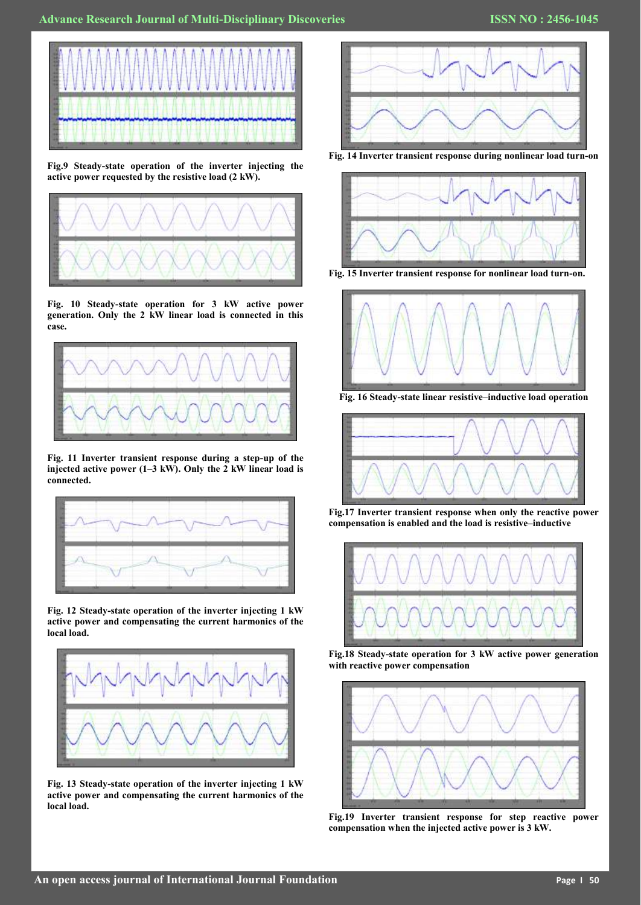Fig.9 Steady-state operation of the inverter injecting the active power requested by the resistive load (2 kW).

Fig. 10 Steady-state operation for 3 kW active power generation. Only the 2 kW linear load is connected in this case.

Fig. 11 Inverter transient response during a step-up of the injected active power (1–3 kW). Only the 2 kW linear load is connected.

Fig. 12 Steady-state operation of the inverter injecting 1 kW active power and compensating the current harmonics of the local load.

Fig. 13 Steady-state operation of the inverter injecting 1 kW active power and compensating the current harmonics of the local load.

Fig. 14 Inverter transient response during nonlinear load turn-on

Fig. 15 Inverter transient response for nonlinear load turn-on.

Fig. 16 Steady-state linear resistive–inductive load operation

Fig.17 Inverter transient response when only the reactive power compensation is enabled and the load is resistive–inductive

Fig.18 Steady-state operation for 3 kW active power generation with reactive power compensation

Fig.19 Inverter transient response for step reactive power compensation when the injected active power is 3 kW.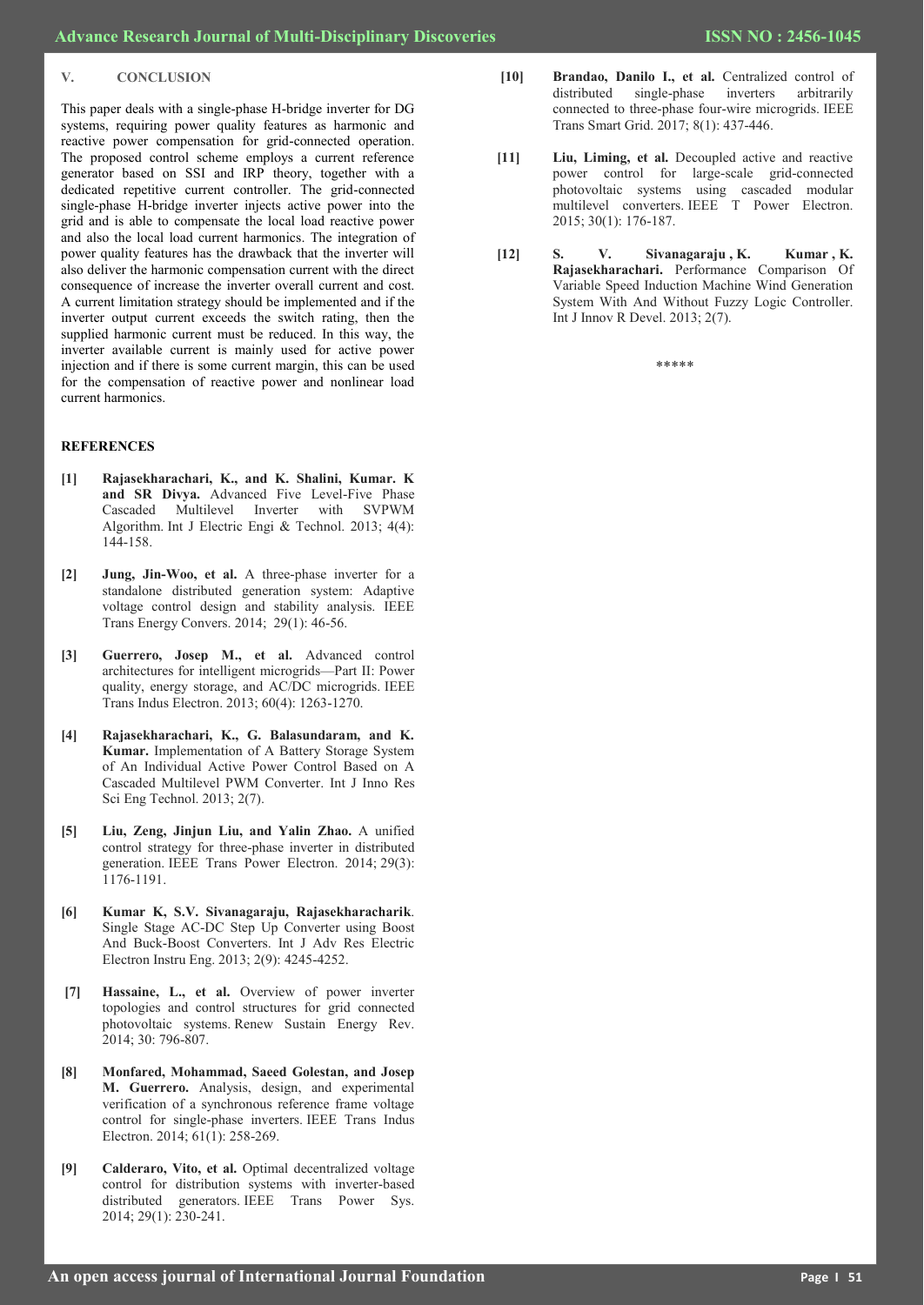## V. CONCLUSION

This paper deals with a single-phase H-bridge inverter for DG systems, requiring power quality features as harmonic and reactive power compensation for grid-connected operation. The proposed control scheme employs a current reference generator based on SSI and IRP theory, together with a dedicated repetitive current controller. The grid-connected single-phase H-bridge inverter injects active power into the grid and is able to compensate the local load reactive power and also the local load current harmonics. The integration of power quality features has the drawback that the inverter will also deliver the harmonic compensation current with the direct consequence of increase the inverter overall current and cost. A current limitation strategy should be implemented and if the inverter output current exceeds the switch rating, then the supplied harmonic current must be reduced. In this way, the inverter available current is mainly used for active power injection and if there is some current margin, this can be used for the compensation of reactive power and nonlinear load current harmonics.

## REFERENCES

[1] **Rajasekharachari, K., and K. Shalini, Kumar. K and SR Divya.** Advanced Five Level-Five Phase Cascaded Multilevel Inverter with SVPWM Algorithm. Int J Electric Engi & Technol. 2013; 4(4): 144-158.

[2] **Jung, Jin-Woo, et al.** A three-phase inverter for a standalone distributed generation system: Adaptive voltage control design and stability analysis. IEEE Trans Energy Convers. 2014; 29(1): 46-56.

[3] **Guerrero, Josep M., et al.** Advanced control architectures for intelligent microgrids—Part II: Power quality, energy storage, and AC/DC microgrids. IEEE Trans Indus Electron. 2013; 60(4): 1263-1270.

[4] **Rajasekharachari, K., G. Balasundaram, and K. Kumar.** Implementation of A Battery Storage System of An Individual Active Power Control Based on A Cascaded Multilevel PWM Converter. Int J Inno Res Sci Eng Technol. 2013; 2(7).

[5] **Liu, Zeng, Jinjun Liu, and Yalin Zhao.** A unified control strategy for three-phase inverter in distributed generation. IEEE Trans Power Electron. 2014; 29(3): 1176-1191.

[6] **Kumar K, S.V. Sivanagaraju, Rajasekharacharik**. Single Stage AC-DC Step Up Converter using Boost And Buck-Boost Converters. Int J Adv Res Electric Electron Instru Eng. 2013; 2(9): 4245-4252.

[7] **Hassaine, L., et al.** Overview of power inverter topologies and control structures for grid connected photovoltaic systems. Renew Sustain Energy Rev. 2014; 30: 796-807.

[8] **Monfared, Mohammad, Saeed Golestan, and Josep M. Guerrero.** Analysis, design, and experimental verification of a synchronous reference frame voltage control for single-phase inverters. IEEE Trans Indus Electron. 2014; 61(1): 258-269.

[9] **Calderaro, Vito, et al.** Optimal decentralized voltage control for distribution systems with inverter-based distributed generators. IEEE Trans Power Sys. 2014; 29(1): 230-241.

[10] **Brandao, Danilo I., et al.** Centralized control of distributed single-phase inverters arbitrarily connected to three-phase four-wire microgrids. IEEE Trans Smart Grid. 2017; 8(1): 437-446.

[11] **Liu, Liming, et al.** Decoupled active and reactive power control for large-scale grid-connected photovoltaic systems using cascaded modular multilevel converters. IEEE T Power Electron. 2015; 30(1): 176-187.

[12] **S. V. Sivanagaraju , K. Kumar , K. Rajasekharachari.** Performance Comparison Of Variable Speed Induction Machine Wind Generation System With And Without Fuzzy Logic Controller. Int J Innov R Devel. 2013; 2(7).

*****